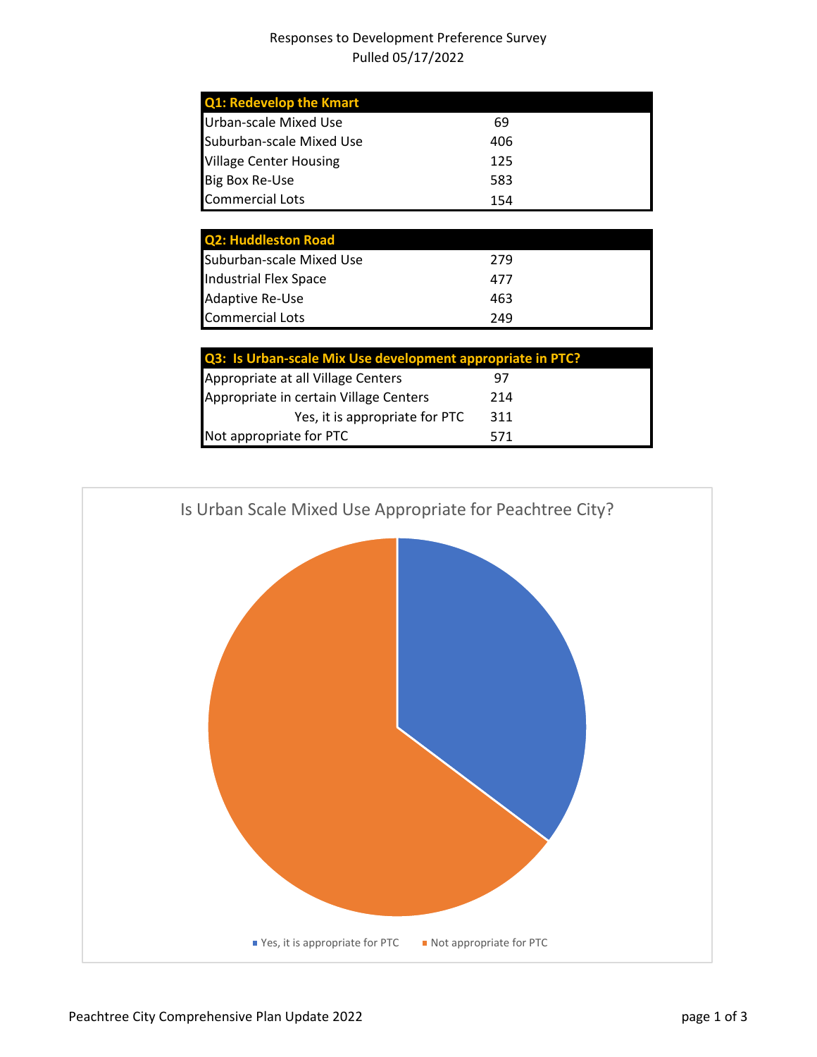Responses to Development Preference Survey
Pulled 05/17/2022

| Q1: Redevelop the Kmart | |
|---|---|
| Urban-scale Mixed Use | 69 |
| Suburban-scale Mixed Use | 406 |
| Village Center Housing | 125 |
| Big Box Re-Use | 583 |
| Commercial Lots | 154 |

| Q2: Huddleston Road | |
|---|---|
| Suburban-scale Mixed Use | 279 |
| Industrial Flex Space | 477 |
| Adaptive Re-Use | 463 |
| Commercial Lots | 249 |

| Q3: Is Urban-scale Mix Use development appropriate in PTC? | |
|---|---|
| Appropriate at all Village Centers | 97 |
| Appropriate in certain Village Centers | 214 |
| Yes, it is appropriate for PTC | 311 |
| Not appropriate for PTC | 571 |

Is Urban Scale Mixed Use Appropriate for Peachtree City?

- Yes, it is appropriate for PTC
- Not appropriate for PTC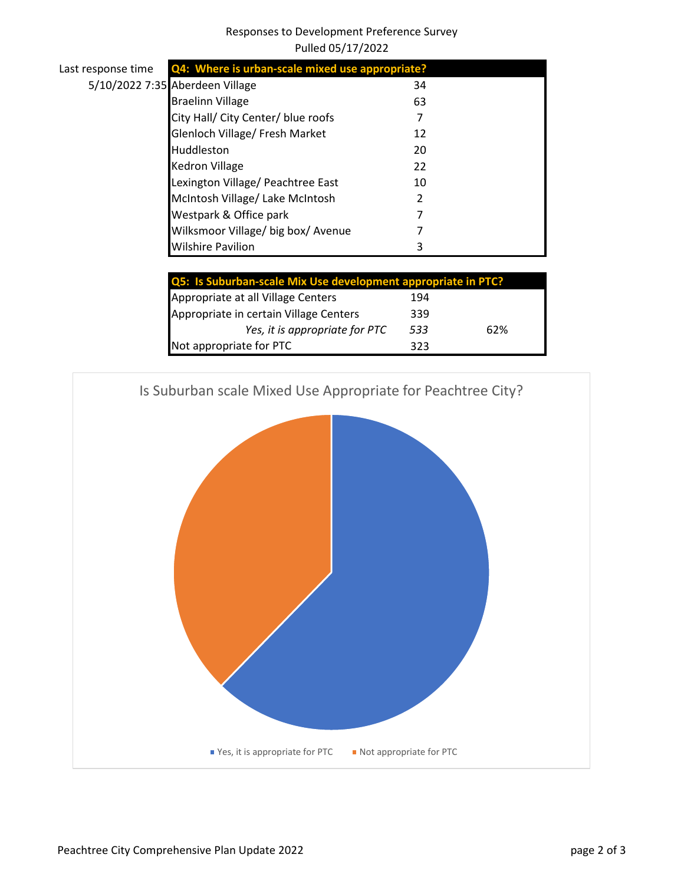Responses to Development Preference Survey
Pulled 05/17/2022

Last response time
5/10/2022 7:35

| Q4: Where is urban-scale mixed use appropriate? | |
|---|---|
| Aberdeen Village | 34 |
| Braelinn Village | 63 |
| City Hall/ City Center/ blue roofs | 7 |
| Glenloch Village/ Fresh Market | 12 |
| Huddleston | 20 |
| Kedron Village | 22 |
| Lexington Village/ Peachtree East | 10 |
| McIntosh Village/ Lake McIntosh | 2 |
| Westpark & Office park | 7 |
| Wilksmoor Village/ big box/ Avenue | 7 |
| Wilshire Pavilion | 3 |

| Q5: Is Suburban-scale Mix Use development appropriate in PTC? | | |
|---|---|---|
| Appropriate at all Village Centers | 194 | |
| Appropriate in certain Village Centers | 339 | |
| *Yes, it is appropriate for PTC* | *533* | 62% |
| Not appropriate for PTC | 323 | |

Is Suburban scale Mixed Use Appropriate for Peachtree City?

- Yes, it is appropriate for PTC
- Not appropriate for PTC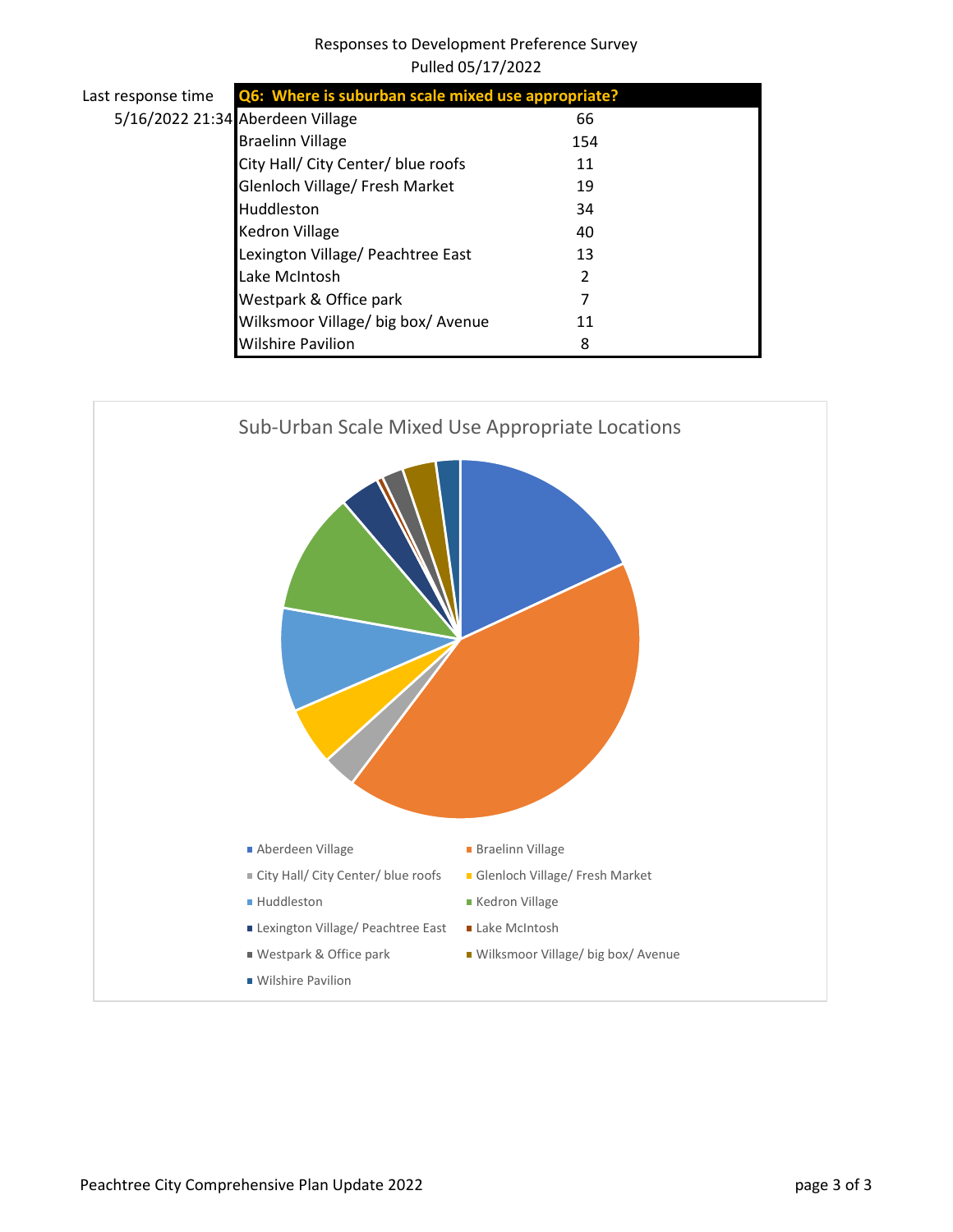Responses to Development Preference Survey
Pulled 05/17/2022

Last response time
5/16/2022 21:34

| Q6: Where is suburban scale mixed use appropriate? | |
|---|---|
| Aberdeen Village | 66 |
| Braelinn Village | 154 |
| City Hall/ City Center/ blue roofs | 11 |
| Glenloch Village/ Fresh Market | 19 |
| Huddleston | 34 |
| Kedron Village | 40 |
| Lexington Village/ Peachtree East | 13 |
| Lake McIntosh | 2 |
| Westpark & Office park | 7 |
| Wilksmoor Village/ big box/ Avenue | 11 |
| Wilshire Pavilion | 8 |

Sub-Urban Scale Mixed Use Appropriate Locations

Aberdeen Village
Braelinn Village
City Hall/ City Center/ blue roofs
Glenloch Village/ Fresh Market
Huddleston
Kedron Village
Lexington Village/ Peachtree East
Lake McIntosh
Westpark & Office park
Wilksmoor Village/ big box/ Avenue
Wilshire Pavilion